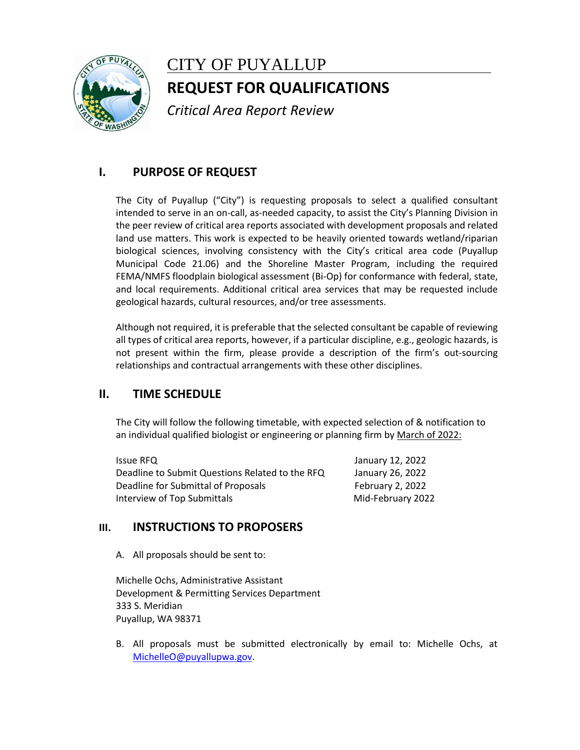# CITY OF PUYALLUP

# REQUEST FOR QUALIFICATIONS

*Critical Area Report Review*

## I. PURPOSE OF REQUEST

The City of Puyallup ("City") is requesting proposals to select a qualified consultant intended to serve in an on-call, as-needed capacity, to assist the City's Planning Division in the peer review of critical area reports associated with development proposals and related land use matters. This work is expected to be heavily oriented towards wetland/riparian biological sciences, involving consistency with the City's critical area code (Puyallup Municipal Code 21.06) and the Shoreline Master Program, including the required FEMA/NMFS floodplain biological assessment (Bi-Op) for conformance with federal, state, and local requirements. Additional critical area services that may be requested include geological hazards, cultural resources, and/or tree assessments.

Although not required, it is preferable that the selected consultant be capable of reviewing all types of critical area reports, however, if a particular discipline, e.g., geologic hazards, is not present within the firm, please provide a description of the firm's out-sourcing relationships and contractual arrangements with these other disciplines.

## II. TIME SCHEDULE

The City will follow the following timetable, with expected selection of & notification to an individual qualified biologist or engineering or planning firm by March of 2022:

| | |
|---|---|
| Issue RFQ | January 12, 2022 |
| Deadline to Submit Questions Related to the RFQ | January 26, 2022 |
| Deadline for Submittal of Proposals | February 2, 2022 |
| Interview of Top Submittals | Mid-February 2022 |

## III. INSTRUCTIONS TO PROPOSERS

A. All proposals should be sent to:

Michelle Ochs, Administrative Assistant
Development & Permitting Services Department
333 S. Meridian
Puyallup, WA 98371

B. All proposals must be submitted electronically by email to: Michelle Ochs, at MichelleO@puyallupwa.gov.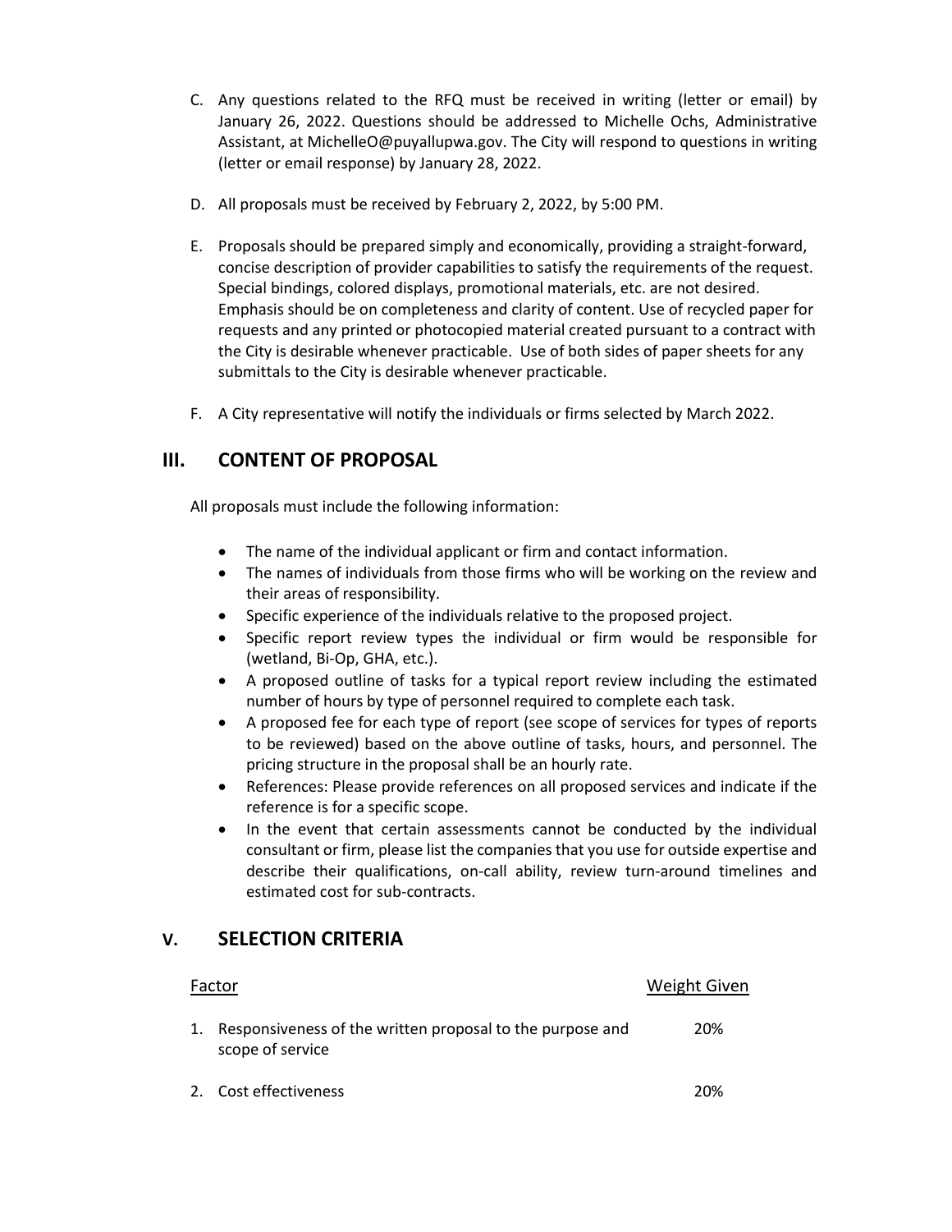C. Any questions related to the RFQ must be received in writing (letter or email) by January 26, 2022. Questions should be addressed to Michelle Ochs, Administrative Assistant, at MichelleO@puyallupwa.gov. The City will respond to questions in writing (letter or email response) by January 28, 2022.

D. All proposals must be received by February 2, 2022, by 5:00 PM.

E. Proposals should be prepared simply and economically, providing a straight-forward, concise description of provider capabilities to satisfy the requirements of the request. Special bindings, colored displays, promotional materials, etc. are not desired. Emphasis should be on completeness and clarity of content. Use of recycled paper for requests and any printed or photocopied material created pursuant to a contract with the City is desirable whenever practicable. Use of both sides of paper sheets for any submittals to the City is desirable whenever practicable.

F. A City representative will notify the individuals or firms selected by March 2022.

## III. CONTENT OF PROPOSAL

All proposals must include the following information:

- The name of the individual applicant or firm and contact information.
- The names of individuals from those firms who will be working on the review and their areas of responsibility.
- Specific experience of the individuals relative to the proposed project.
- Specific report review types the individual or firm would be responsible for (wetland, Bi-Op, GHA, etc.).
- A proposed outline of tasks for a typical report review including the estimated number of hours by type of personnel required to complete each task.
- A proposed fee for each type of report (see scope of services for types of reports to be reviewed) based on the above outline of tasks, hours, and personnel. The pricing structure in the proposal shall be an hourly rate.
- References: Please provide references on all proposed services and indicate if the reference is for a specific scope.
- In the event that certain assessments cannot be conducted by the individual consultant or firm, please list the companies that you use for outside expertise and describe their qualifications, on-call ability, review turn-around timelines and estimated cost for sub-contracts.

## V. SELECTION CRITERIA

| Factor | Weight Given |
|---|---|
| 1. Responsiveness of the written proposal to the purpose and scope of service | 20% |
| 2. Cost effectiveness | 20% |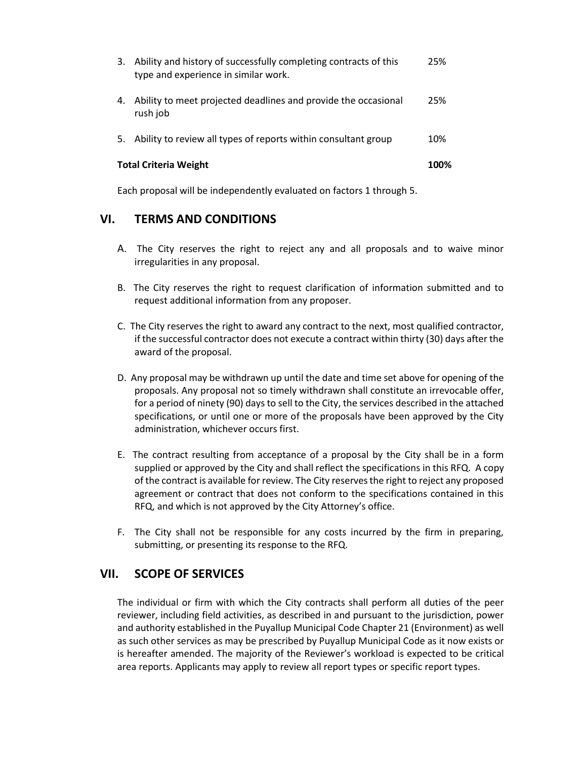| | | |
|---|---|---|
| 3. | Ability and history of successfully completing contracts of this type and experience in similar work. | 25% |
| 4. | Ability to meet projected deadlines and provide the occasional rush job | 25% |
| 5. | Ability to review all types of reports within consultant group | 10% |
| **Total Criteria Weight** | | **100%** |

Each proposal will be independently evaluated on factors 1 through 5.

## VI. TERMS AND CONDITIONS

A. The City reserves the right to reject any and all proposals and to waive minor irregularities in any proposal.

B. The City reserves the right to request clarification of information submitted and to request additional information from any proposer.

C. The City reserves the right to award any contract to the next, most qualified contractor, if the successful contractor does not execute a contract within thirty (30) days after the award of the proposal.

D. Any proposal may be withdrawn up until the date and time set above for opening of the proposals. Any proposal not so timely withdrawn shall constitute an irrevocable offer, for a period of ninety (90) days to sell to the City, the services described in the attached specifications, or until one or more of the proposals have been approved by the City administration, whichever occurs first.

E. The contract resulting from acceptance of a proposal by the City shall be in a form supplied or approved by the City and shall reflect the specifications in this RFQ. A copy of the contract is available for review. The City reserves the right to reject any proposed agreement or contract that does not conform to the specifications contained in this RFQ, and which is not approved by the City Attorney's office.

F. The City shall not be responsible for any costs incurred by the firm in preparing, submitting, or presenting its response to the RFQ.

## VII. SCOPE OF SERVICES

The individual or firm with which the City contracts shall perform all duties of the peer reviewer, including field activities, as described in and pursuant to the jurisdiction, power and authority established in the Puyallup Municipal Code Chapter 21 (Environment) as well as such other services as may be prescribed by Puyallup Municipal Code as it now exists or is hereafter amended. The majority of the Reviewer's workload is expected to be critical area reports. Applicants may apply to review all report types or specific report types.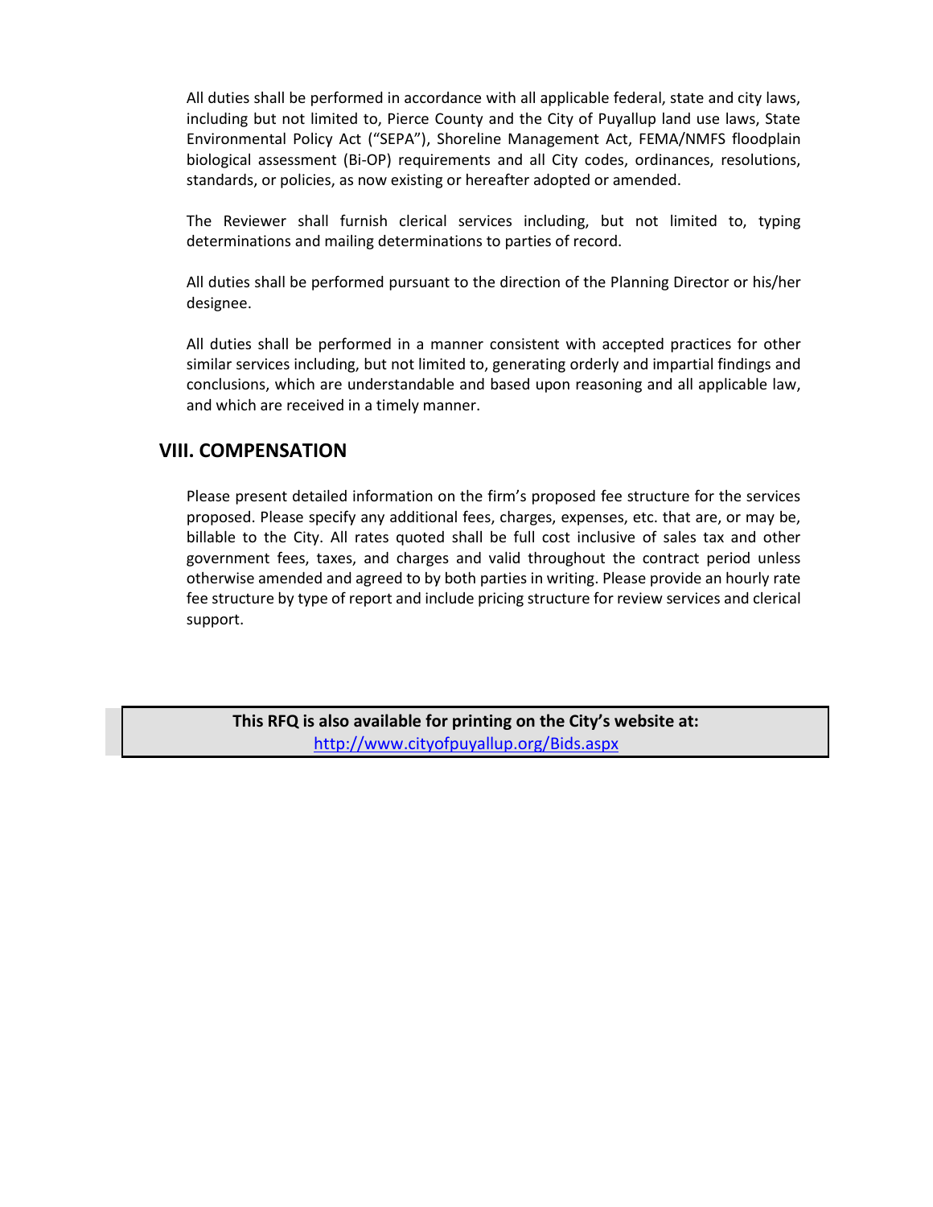All duties shall be performed in accordance with all applicable federal, state and city laws, including but not limited to, Pierce County and the City of Puyallup land use laws, State Environmental Policy Act ("SEPA"), Shoreline Management Act, FEMA/NMFS floodplain biological assessment (Bi-OP) requirements and all City codes, ordinances, resolutions, standards, or policies, as now existing or hereafter adopted or amended.

The Reviewer shall furnish clerical services including, but not limited to, typing determinations and mailing determinations to parties of record.

All duties shall be performed pursuant to the direction of the Planning Director or his/her designee.

All duties shall be performed in a manner consistent with accepted practices for other similar services including, but not limited to, generating orderly and impartial findings and conclusions, which are understandable and based upon reasoning and all applicable law, and which are received in a timely manner.

## VIII. COMPENSATION

Please present detailed information on the firm's proposed fee structure for the services proposed. Please specify any additional fees, charges, expenses, etc. that are, or may be, billable to the City. All rates quoted shall be full cost inclusive of sales tax and other government fees, taxes, and charges and valid throughout the contract period unless otherwise amended and agreed to by both parties in writing. Please provide an hourly rate fee structure by type of report and include pricing structure for review services and clerical support.

**This RFQ is also available for printing on the City's website at:**
[http://www.cityofpuyallup.org/Bids.aspx](http://www.cityofpuyallup.org/Bids.aspx)